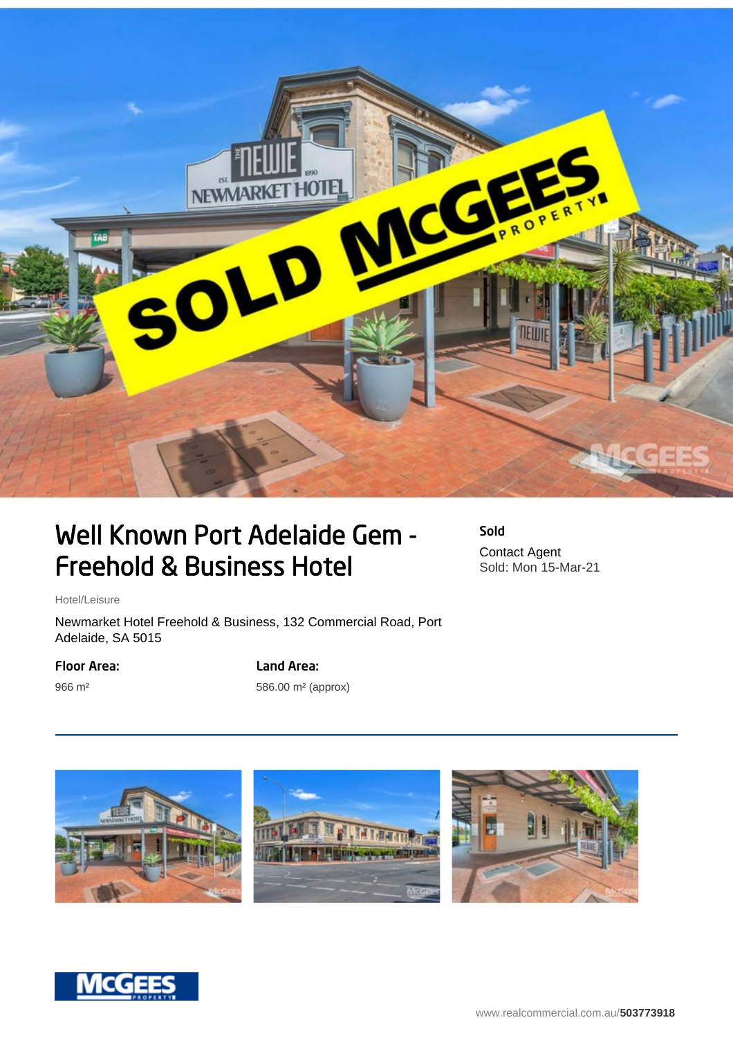# Well Known Port Adelaide Gem - Freehold & Business Hotel

**Sold**

Contact Agent
Sold: Mon 15-Mar-21

Hotel/Leisure

Newmarket Hotel Freehold & Business, 132 Commercial Road, Port Adelaide, SA 5015

**Floor Area:**

966 m²

**Land Area:**

586.00 m² (approx)

www.realcommercial.com.au/**503773918**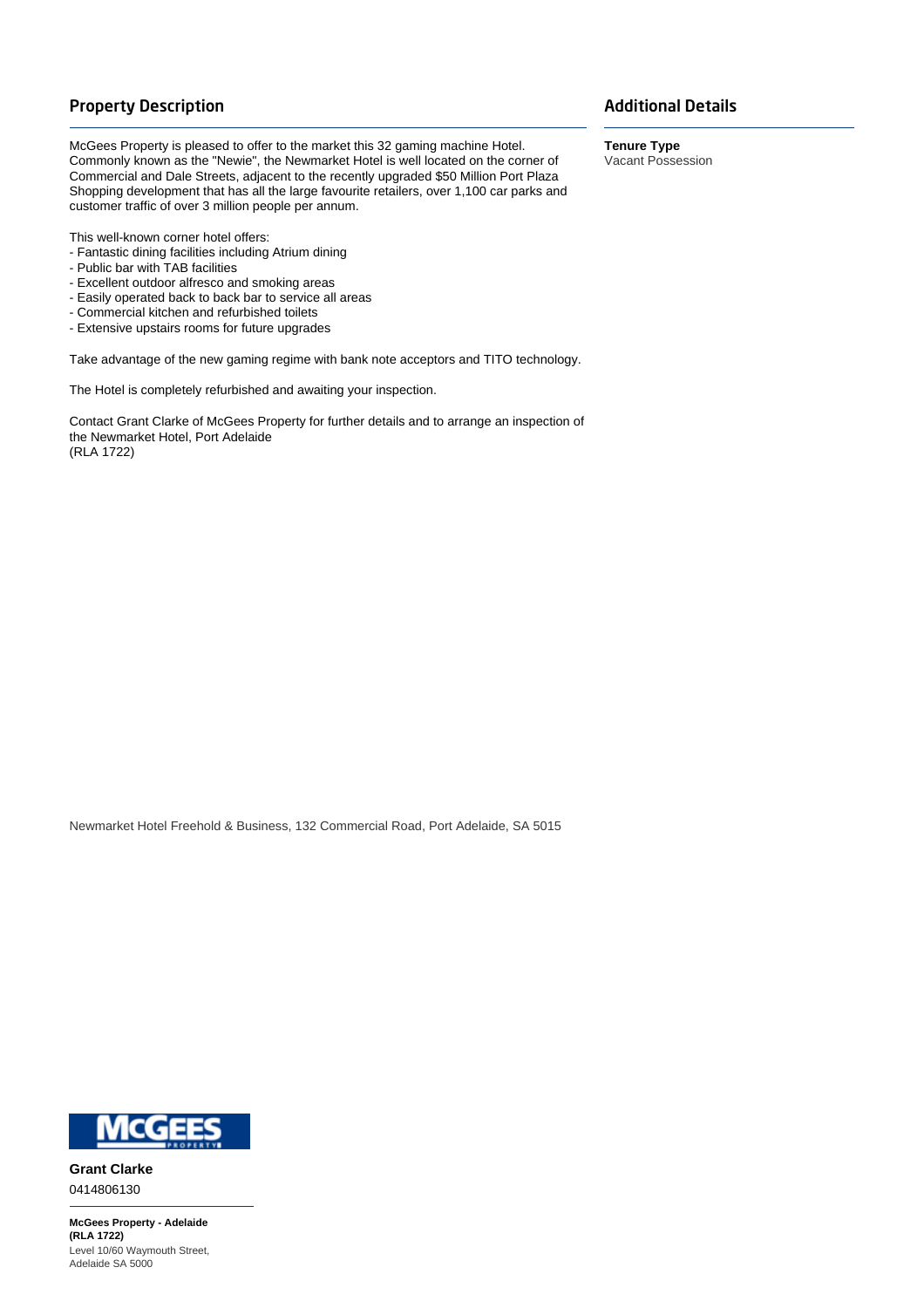## Property Description

McGees Property is pleased to offer to the market this 32 gaming machine Hotel. Commonly known as the "Newie", the Newmarket Hotel is well located on the corner of Commercial and Dale Streets, adjacent to the recently upgraded $50 Million Port Plaza Shopping development that has all the large favourite retailers, over 1,100 car parks and customer traffic of over 3 million people per annum.

This well-known corner hotel offers:
- Fantastic dining facilities including Atrium dining
- Public bar with TAB facilities
- Excellent outdoor alfresco and smoking areas
- Easily operated back to back bar to service all areas
- Commercial kitchen and refurbished toilets
- Extensive upstairs rooms for future upgrades

Take advantage of the new gaming regime with bank note acceptors and TITO technology.

The Hotel is completely refurbished and awaiting your inspection.

Contact Grant Clarke of McGees Property for further details and to arrange an inspection of the Newmarket Hotel, Port Adelaide
(RLA 1722)

## Additional Details

**Tenure Type**
Vacant Possession

Newmarket Hotel Freehold & Business, 132 Commercial Road, Port Adelaide, SA 5015

**Grant Clarke**
0414806130

**McGees Property - Adelaide (RLA 1722)**
Level 10/60 Waymouth Street, Adelaide SA 5000